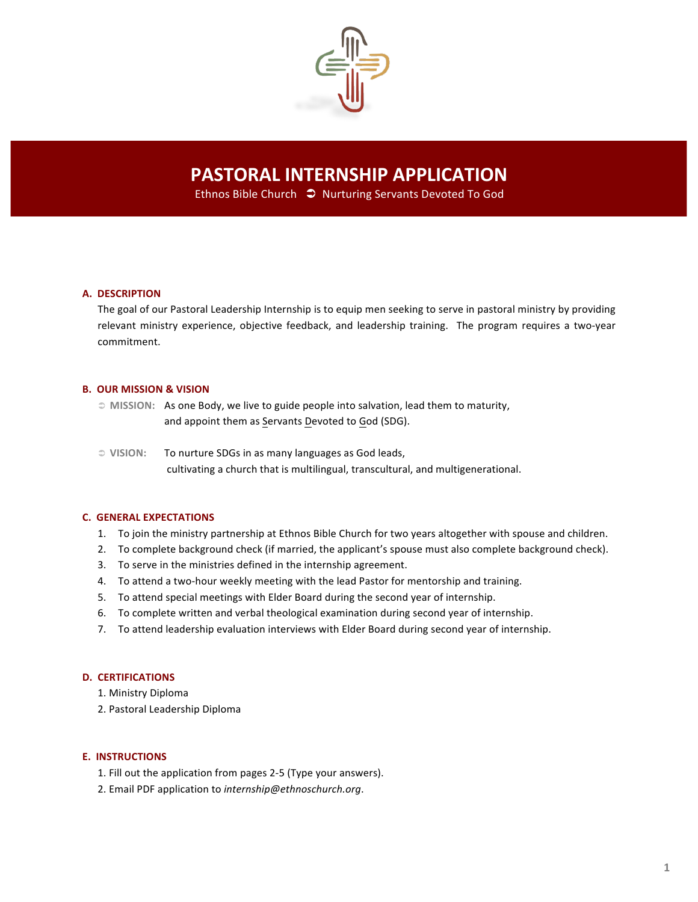# PASTORAL INTERNSHIP APPLICATION

Ethnos Bible Church ➲ Nurturing Servants Devoted To God

## A. DESCRIPTION

The goal of our Pastoral Leadership Internship is to equip men seeking to serve in pastoral ministry by providing relevant ministry experience, objective feedback, and leadership training. The program requires a two-year commitment.

## B. OUR MISSION & VISION

➲ **MISSION:** As one Body, we live to guide people into salvation, lead them to maturity, and appoint them as Servants Devoted to God (SDG).

➲ **VISION:** To nurture SDGs in as many languages as God leads, cultivating a church that is multilingual, transcultural, and multigenerational.

## C. GENERAL EXPECTATIONS

1. To join the ministry partnership at Ethnos Bible Church for two years altogether with spouse and children.
2. To complete background check (if married, the applicant's spouse must also complete background check).
3. To serve in the ministries defined in the internship agreement.
4. To attend a two-hour weekly meeting with the lead Pastor for mentorship and training.
5. To attend special meetings with Elder Board during the second year of internship.
6. To complete written and verbal theological examination during second year of internship.
7. To attend leadership evaluation interviews with Elder Board during second year of internship.

## D. CERTIFICATIONS

1. Ministry Diploma
2. Pastoral Leadership Diploma

## E. INSTRUCTIONS

1. Fill out the application from pages 2-5 (Type your answers).
2. Email PDF application to *internship@ethnoschurch.org*.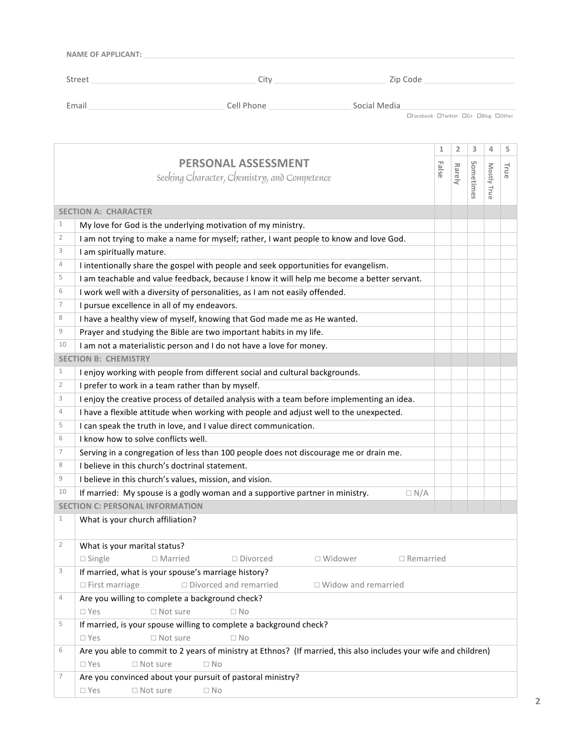**NAME OF APPLICANT:** ____________________________________________

Street ______________________ City ________________ Zip Code ______________

Email ______________________ Cell Phone ______________ Social Media ______________
☐Facebook ☐Twitter ☐G+ ☐Blog ☐Other

| | **PERSONAL ASSESSMENT**<br>*Seeking Character, Chemistry, and Competence* | 1<br>False | 2<br>Rarely | 3<br>Sometimes | 4<br>Mostly True | 5<br>True |
|---|---|---|---|---|---|---|
| | **SECTION A: CHARACTER** | | | | | |
| 1 | My love for God is the underlying motivation of my ministry. | | | | | |
| 2 | I am not trying to make a name for myself; rather, I want people to know and love God. | | | | | |
| 3 | I am spiritually mature. | | | | | |
| 4 | I intentionally share the gospel with people and seek opportunities for evangelism. | | | | | |
| 5 | I am teachable and value feedback, because I know it will help me become a better servant. | | | | | |
| 6 | I work well with a diversity of personalities, as I am not easily offended. | | | | | |
| 7 | I pursue excellence in all of my endeavors. | | | | | |
| 8 | I have a healthy view of myself, knowing that God made me as He wanted. | | | | | |
| 9 | Prayer and studying the Bible are two important habits in my life. | | | | | |
| 10 | I am not a materialistic person and I do not have a love for money. | | | | | |
| | **SECTION B: CHEMISTRY** | | | | | |
| 1 | I enjoy working with people from different social and cultural backgrounds. | | | | | |
| 2 | I prefer to work in a team rather than by myself. | | | | | |
| 3 | I enjoy the creative process of detailed analysis with a team before implementing an idea. | | | | | |
| 4 | I have a flexible attitude when working with people and adjust well to the unexpected. | | | | | |
| 5 | I can speak the truth in love, and I value direct communication. | | | | | |
| 6 | I know how to solve conflicts well. | | | | | |
| 7 | Serving in a congregation of less than 100 people does not discourage me or drain me. | | | | | |
| 8 | I believe in this church's doctrinal statement. | | | | | |
| 9 | I believe in this church's values, mission, and vision. | | | | | |
| 10 | If married: My spouse is a godly woman and a supportive partner in ministry. ☐ N/A | | | | | |

**SECTION C: PERSONAL INFORMATION**

1. What is your church affiliation?

2. What is your marital status?
   ☐ Single ☐ Married ☐ Divorced ☐ Widower ☐ Remarried

3. If married, what is your spouse's marriage history?
   ☐ First marriage ☐ Divorced and remarried ☐ Widow and remarried

4. Are you willing to complete a background check?
   ☐ Yes ☐ Not sure ☐ No

5. If married, is your spouse willing to complete a background check?
   ☐ Yes ☐ Not sure ☐ No

6. Are you able to commit to 2 years of ministry at Ethnos? (If married, this also includes your wife and children)
   ☐ Yes ☐ Not sure ☐ No

7. Are you convinced about your pursuit of pastoral ministry?
   ☐ Yes ☐ Not sure ☐ No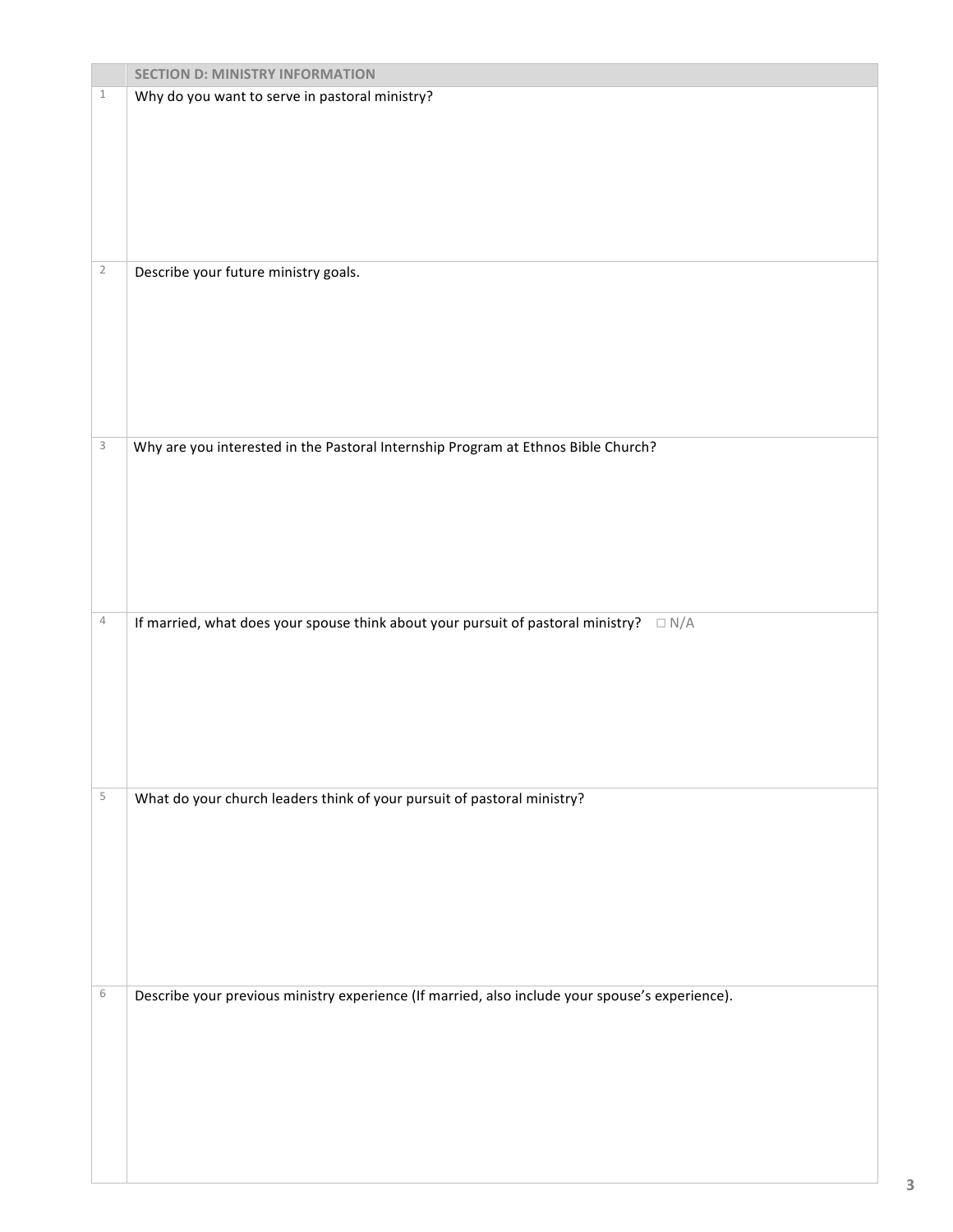| | SECTION D: MINISTRY INFORMATION |
|---|---|
| 1 | Why do you want to serve in pastoral ministry? |
| 2 | Describe your future ministry goals. |
| 3 | Why are you interested in the Pastoral Internship Program at Ethnos Bible Church? |
| 4 | If married, what does your spouse think about your pursuit of pastoral ministry? ☐ N/A |
| 5 | What do your church leaders think of your pursuit of pastoral ministry? |
| 6 | Describe your previous ministry experience (If married, also include your spouse's experience). |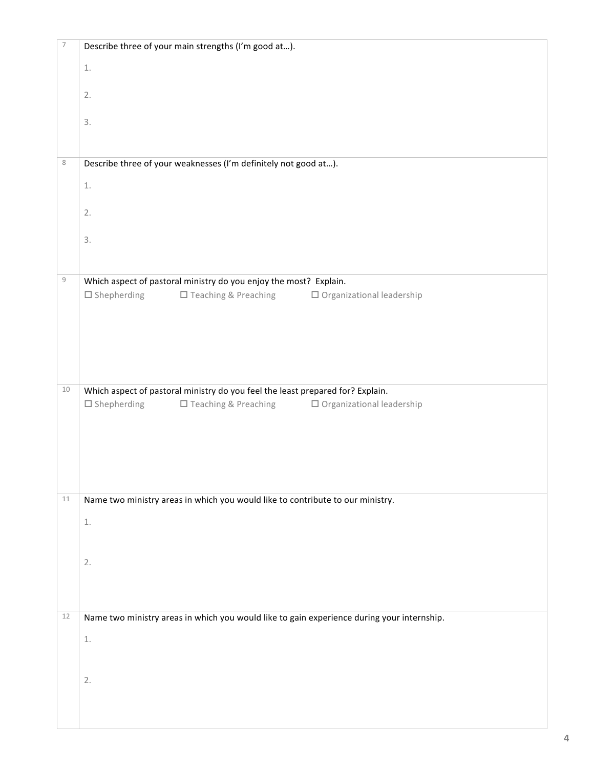| | |
|---|---|
| 7 | Describe three of your main strengths (I'm good at…).<br><br>1.<br><br>2.<br><br>3. |
| 8 | Describe three of your weaknesses (I'm definitely not good at…).<br><br>1.<br><br>2.<br><br>3. |
| 9 | Which aspect of pastoral ministry do you enjoy the most? Explain.<br>☐ Shepherding ☐ Teaching & Preaching ☐ Organizational leadership |
| 10 | Which aspect of pastoral ministry do you feel the least prepared for? Explain.<br>☐ Shepherding ☐ Teaching & Preaching ☐ Organizational leadership |
| 11 | Name two ministry areas in which you would like to contribute to our ministry.<br><br>1.<br><br>2. |
| 12 | Name two ministry areas in which you would like to gain experience during your internship.<br><br>1.<br><br>2. |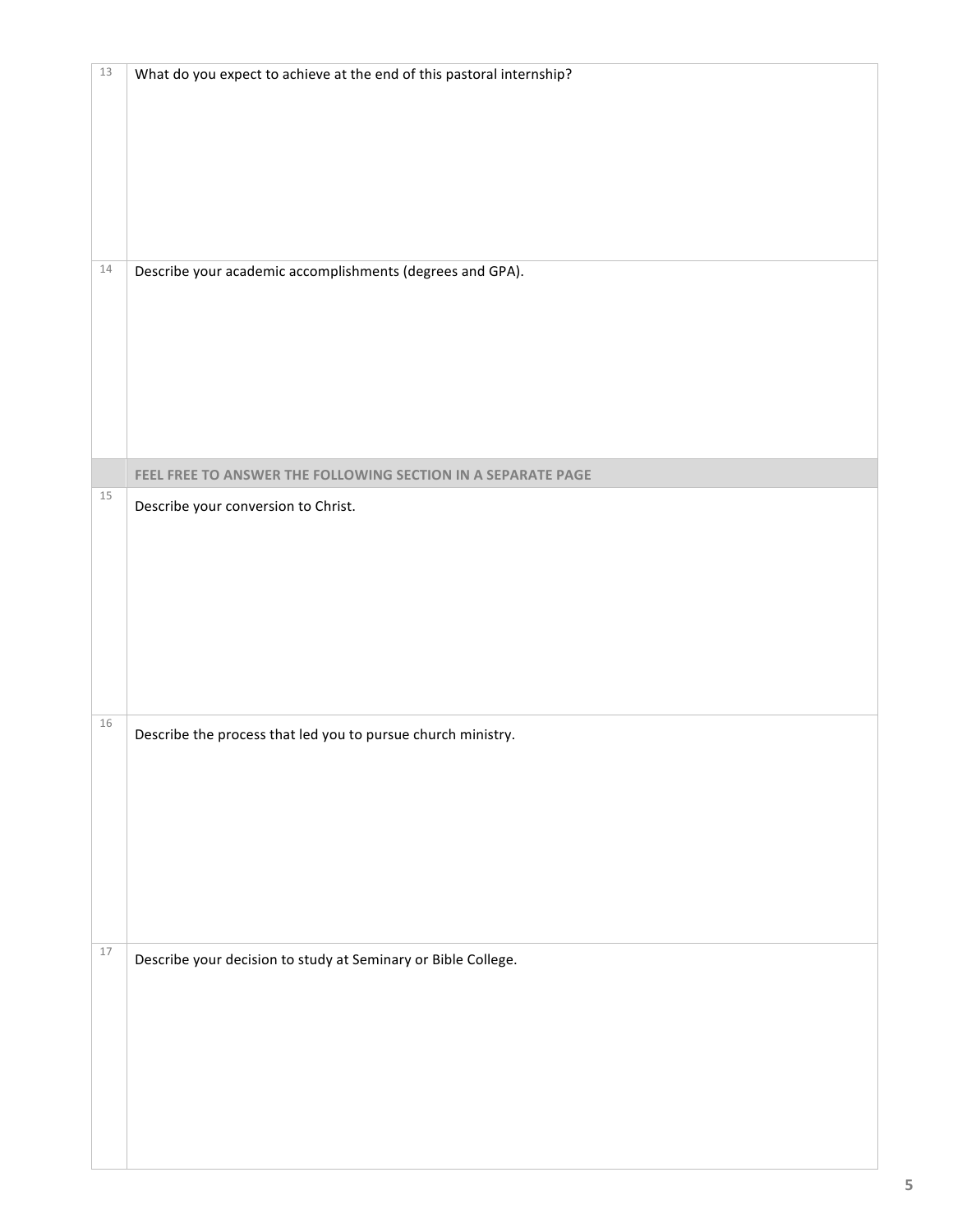| | |
|---|---|
| 13 | What do you expect to achieve at the end of this pastoral internship? |
| 14 | Describe your academic accomplishments (degrees and GPA). |
| | **FEEL FREE TO ANSWER THE FOLLOWING SECTION IN A SEPARATE PAGE** |
| 15 | Describe your conversion to Christ. |
| 16 | Describe the process that led you to pursue church ministry. |
| 17 | Describe your decision to study at Seminary or Bible College. |